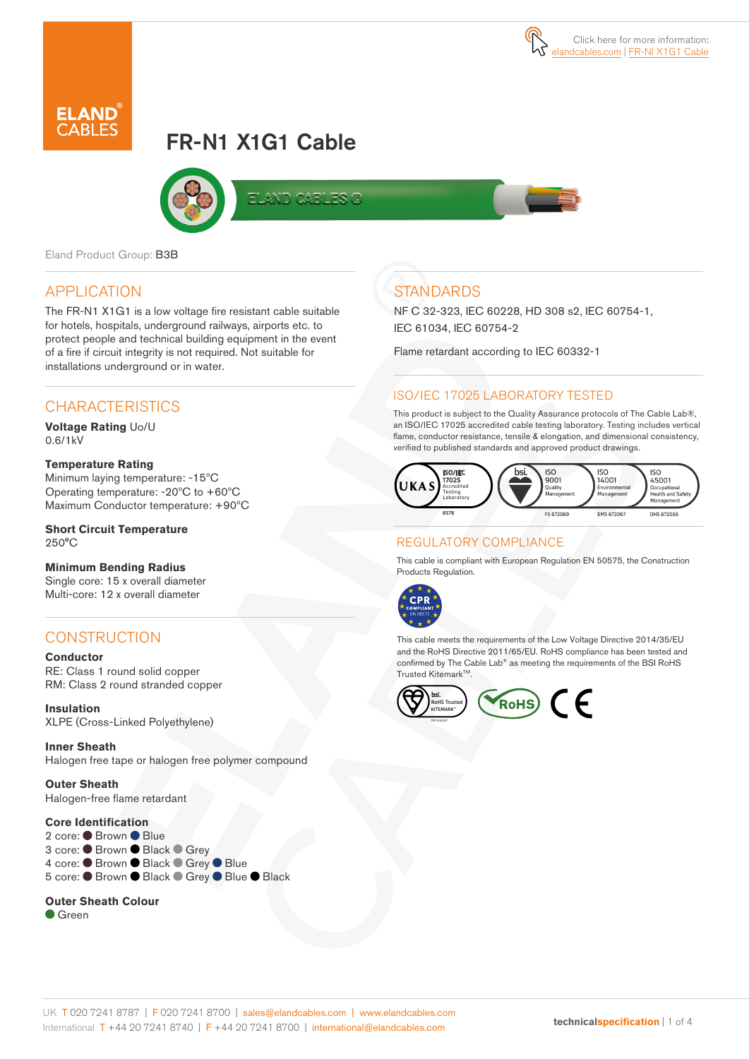Click here for more information: elandcables.com | FR-NI X1G1 Cable

# FR-N1 X1G1 Cable

Eland Product Group: B3B

## APPLICATION

The FR-N1 X1G1 is a low voltage fire resistant cable suitable for hotels, hospitals, underground railways, airports etc. to protect people and technical building equipment in the event of a fire if circuit integrity is not required. Not suitable for installations underground or in water.

## CHARACTERISTICS

**Voltage Rating** Uo/U
0.6/1kV

**Temperature Rating**
Minimum laying temperature: -15°C
Operating temperature: -20°C to +60°C
Maximum Conductor temperature: +90°C

**Short Circuit Temperature**
250°C

**Minimum Bending Radius**
Single core: 15 x overall diameter
Multi-core: 12 x overall diameter

## CONSTRUCTION

**Conductor**
RE: Class 1 round solid copper
RM: Class 2 round stranded copper

**Insulation**
XLPE (Cross-Linked Polyethylene)

**Inner Sheath**
Halogen free tape or halogen free polymer compound

**Outer Sheath**
Halogen-free flame retardant

**Core Identification**
2 core: ● Brown ● Blue
3 core: ● Brown ● Black ● Grey
4 core: ● Brown ● Black ● Grey ● Blue
5 core: ● Brown ● Black ● Grey ● Blue ● Black

**Outer Sheath Colour**
● Green

## STANDARDS

NF C 32-323, IEC 60228, HD 308 s2, IEC 60754-1, IEC 61034, IEC 60754-2

Flame retardant according to IEC 60332-1

## ISO/IEC 17025 LABORATORY TESTED

This product is subject to the Quality Assurance protocols of The Cable Lab®, an ISO/IEC 17025 accredited cable testing laboratory. Testing includes vertical flame, conductor resistance, tensile & elongation, and dimensional consistency, verified to published standards and approved product drawings.

UKAS ISO/IEC 17025 Accredited Testing Laboratory 8578 | bsi. ISO 9001 Quality Management FS 672069 | ISO 14001 Environmental Management EMS 672067 | ISO 45001 Occupational Health and Safety Management OHS 672066

## REGULATORY COMPLIANCE

This cable is compliant with European Regulation EN 50575, the Construction Products Regulation.

CPR COMPLIANT EN 50575

This cable meets the requirements of the Low Voltage Directive 2014/35/EU and the RoHS Directive 2011/65/EU. RoHS compliance has been tested and confirmed by The Cable Lab® as meeting the requirements of the BSI RoHS Trusted Kitemark™.

bsi. RoHS Trusted KITEMARK™ | RoHS | CE

UK T 020 7241 8787 | F 020 7241 8700 | sales@elandcables.com | www.elandcables.com
International T +44 20 7241 8740 | F +44 20 7241 8700 | international@elandcables.com

technicalspecification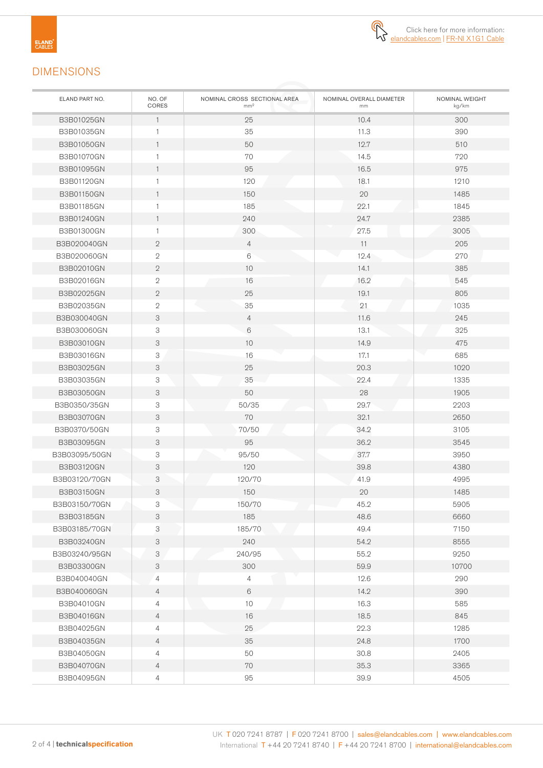Click here for more information: elandcables.com | FR-NI X1G1 Cable

## DIMENSIONS

| ELAND PART NO. | NO. OF CORES | NOMINAL CROSS SECTIONAL AREA mm² | NOMINAL OVERALL DIAMETER mm | NOMINAL WEIGHT kg/km |
|---|---|---|---|---|
| B3B01025GN | 1 | 25 | 10.4 | 300 |
| B3B01035GN | 1 | 35 | 11.3 | 390 |
| B3B01050GN | 1 | 50 | 12.7 | 510 |
| B3B01070GN | 1 | 70 | 14.5 | 720 |
| B3B01095GN | 1 | 95 | 16.5 | 975 |
| B3B01120GN | 1 | 120 | 18.1 | 1210 |
| B3B01150GN | 1 | 150 | 20 | 1485 |
| B3B01185GN | 1 | 185 | 22.1 | 1845 |
| B3B01240GN | 1 | 240 | 24.7 | 2385 |
| B3B01300GN | 1 | 300 | 27.5 | 3005 |
| B3B020040GN | 2 | 4 | 11 | 205 |
| B3B020060GN | 2 | 6 | 12.4 | 270 |
| B3B02010GN | 2 | 10 | 14.1 | 385 |
| B3B02016GN | 2 | 16 | 16.2 | 545 |
| B3B02025GN | 2 | 25 | 19.1 | 805 |
| B3B02035GN | 2 | 35 | 21 | 1035 |
| B3B030040GN | 3 | 4 | 11.6 | 245 |
| B3B030060GN | 3 | 6 | 13.1 | 325 |
| B3B03010GN | 3 | 10 | 14.9 | 475 |
| B3B03016GN | 3 | 16 | 17.1 | 685 |
| B3B03025GN | 3 | 25 | 20.3 | 1020 |
| B3B03035GN | 3 | 35 | 22.4 | 1335 |
| B3B03050GN | 3 | 50 | 28 | 1905 |
| B3B0350/35GN | 3 | 50/35 | 29.7 | 2203 |
| B3B03070GN | 3 | 70 | 32.1 | 2650 |
| B3B0370/50GN | 3 | 70/50 | 34.2 | 3105 |
| B3B03095GN | 3 | 95 | 36.2 | 3545 |
| B3B03095/50GN | 3 | 95/50 | 37.7 | 3950 |
| B3B03120GN | 3 | 120 | 39.8 | 4380 |
| B3B03120/70GN | 3 | 120/70 | 41.9 | 4995 |
| B3B03150GN | 3 | 150 | 20 | 1485 |
| B3B03150/70GN | 3 | 150/70 | 45.2 | 5905 |
| B3B03185GN | 3 | 185 | 48.6 | 6660 |
| B3B03185/70GN | 3 | 185/70 | 49.4 | 7150 |
| B3B03240GN | 3 | 240 | 54.2 | 8555 |
| B3B03240/95GN | 3 | 240/95 | 55.2 | 9250 |
| B3B03300GN | 3 | 300 | 59.9 | 10700 |
| B3B040040GN | 4 | 4 | 12.6 | 290 |
| B3B040060GN | 4 | 6 | 14.2 | 390 |
| B3B04010GN | 4 | 10 | 16.3 | 585 |
| B3B04016GN | 4 | 16 | 18.5 | 845 |
| B3B04025GN | 4 | 25 | 22.3 | 1285 |
| B3B04035GN | 4 | 35 | 24.8 | 1700 |
| B3B04050GN | 4 | 50 | 30.8 | 2405 |
| B3B04070GN | 4 | 70 | 35.3 | 3365 |
| B3B04095GN | 4 | 95 | 39.9 | 4505 |

UK T 020 7241 8787 | F 020 7241 8700 | sales@elandcables.com | www.elandcables.com
International T +44 20 7241 8740 | F +44 20 7241 8700 | international@elandcables.com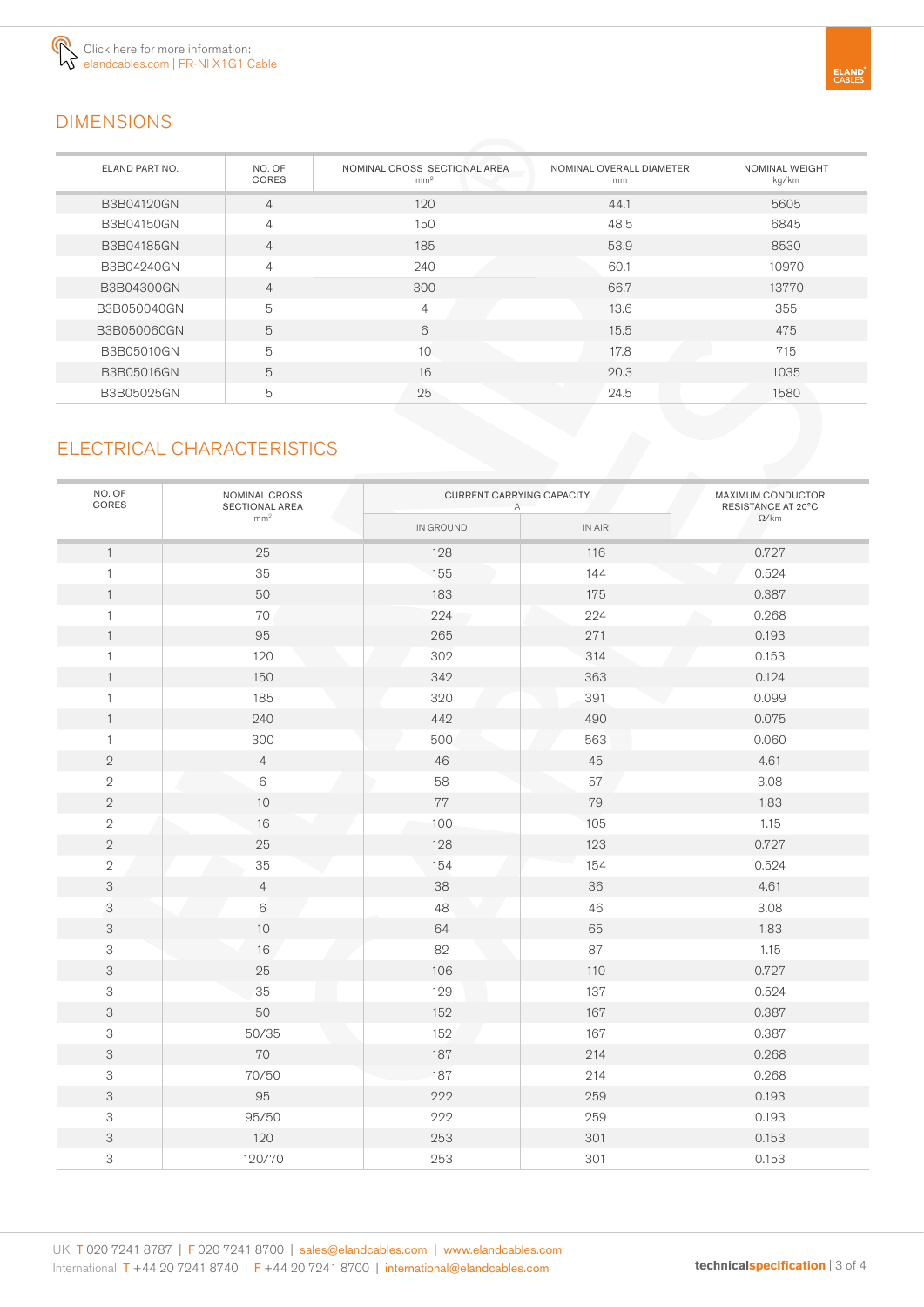Click here for more information:
elandcables.com | FR-NI X1G1 Cable

## DIMENSIONS

| ELAND PART NO. | NO. OF CORES | NOMINAL CROSS SECTIONAL AREA mm² | NOMINAL OVERALL DIAMETER mm | NOMINAL WEIGHT kg/km |
|---|---|---|---|---|
| B3B04120GN | 4 | 120 | 44.1 | 5605 |
| B3B04150GN | 4 | 150 | 48.5 | 6845 |
| B3B04185GN | 4 | 185 | 53.9 | 8530 |
| B3B04240GN | 4 | 240 | 60.1 | 10970 |
| B3B04300GN | 4 | 300 | 66.7 | 13770 |
| B3B050040GN | 5 | 4 | 13.6 | 355 |
| B3B050060GN | 5 | 6 | 15.5 | 475 |
| B3B05010GN | 5 | 10 | 17.8 | 715 |
| B3B05016GN | 5 | 16 | 20.3 | 1035 |
| B3B05025GN | 5 | 25 | 24.5 | 1580 |

## ELECTRICAL CHARACTERISTICS

| NO. OF CORES | NOMINAL CROSS SECTIONAL AREA mm² | CURRENT CARRYING CAPACITY A | | MAXIMUM CONDUCTOR RESISTANCE AT 20°C Ω/km |
|---|---|---|---|---|
| | | IN GROUND | IN AIR | |
| 1 | 25 | 128 | 116 | 0.727 |
| 1 | 35 | 155 | 144 | 0.524 |
| 1 | 50 | 183 | 175 | 0.387 |
| 1 | 70 | 224 | 224 | 0.268 |
| 1 | 95 | 265 | 271 | 0.193 |
| 1 | 120 | 302 | 314 | 0.153 |
| 1 | 150 | 342 | 363 | 0.124 |
| 1 | 185 | 320 | 391 | 0.099 |
| 1 | 240 | 442 | 490 | 0.075 |
| 1 | 300 | 500 | 563 | 0.060 |
| 2 | 4 | 46 | 45 | 4.61 |
| 2 | 6 | 58 | 57 | 3.08 |
| 2 | 10 | 77 | 79 | 1.83 |
| 2 | 16 | 100 | 105 | 1.15 |
| 2 | 25 | 128 | 123 | 0.727 |
| 2 | 35 | 154 | 154 | 0.524 |
| 3 | 4 | 38 | 36 | 4.61 |
| 3 | 6 | 48 | 46 | 3.08 |
| 3 | 10 | 64 | 65 | 1.83 |
| 3 | 16 | 82 | 87 | 1.15 |
| 3 | 25 | 106 | 110 | 0.727 |
| 3 | 35 | 129 | 137 | 0.524 |
| 3 | 50 | 152 | 167 | 0.387 |
| 3 | 50/35 | 152 | 167 | 0.387 |
| 3 | 70 | 187 | 214 | 0.268 |
| 3 | 70/50 | 187 | 214 | 0.268 |
| 3 | 95 | 222 | 259 | 0.193 |
| 3 | 95/50 | 222 | 259 | 0.193 |
| 3 | 120 | 253 | 301 | 0.153 |
| 3 | 120/70 | 253 | 301 | 0.153 |

UK T 020 7241 8787 | F 020 7241 8700 | sales@elandcables.com | www.elandcables.com
International T +44 20 7241 8740 | F +44 20 7241 8700 | international@elandcables.com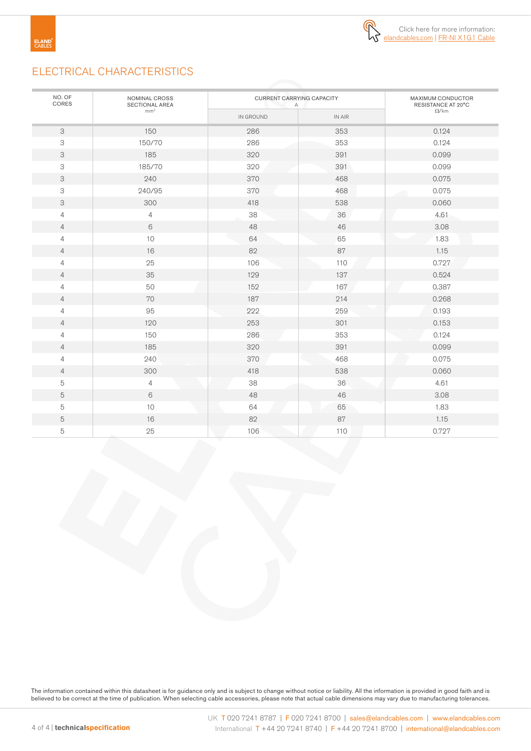Click here for more information: elandcables.com | FR-NI X1G1 Cable

## ELECTRICAL CHARACTERISTICS

| NO. OF CORES | NOMINAL CROSS SECTIONAL AREA mm² | CURRENT CARRYING CAPACITY A | | MAXIMUM CONDUCTOR RESISTANCE AT 20°C Ω/km |
|---|---|---|---|---|
| | | IN GROUND | IN AIR | |
| 3 | 150 | 286 | 353 | 0.124 |
| 3 | 150/70 | 286 | 353 | 0.124 |
| 3 | 185 | 320 | 391 | 0.099 |
| 3 | 185/70 | 320 | 391 | 0.099 |
| 3 | 240 | 370 | 468 | 0.075 |
| 3 | 240/95 | 370 | 468 | 0.075 |
| 3 | 300 | 418 | 538 | 0.060 |
| 4 | 4 | 38 | 36 | 4.61 |
| 4 | 6 | 48 | 46 | 3.08 |
| 4 | 10 | 64 | 65 | 1.83 |
| 4 | 16 | 82 | 87 | 1.15 |
| 4 | 25 | 106 | 110 | 0.727 |
| 4 | 35 | 129 | 137 | 0.524 |
| 4 | 50 | 152 | 167 | 0.387 |
| 4 | 70 | 187 | 214 | 0.268 |
| 4 | 95 | 222 | 259 | 0.193 |
| 4 | 120 | 253 | 301 | 0.153 |
| 4 | 150 | 286 | 353 | 0.124 |
| 4 | 185 | 320 | 391 | 0.099 |
| 4 | 240 | 370 | 468 | 0.075 |
| 4 | 300 | 418 | 538 | 0.060 |
| 5 | 4 | 38 | 36 | 4.61 |
| 5 | 6 | 48 | 46 | 3.08 |
| 5 | 10 | 64 | 65 | 1.83 |
| 5 | 16 | 82 | 87 | 1.15 |
| 5 | 25 | 106 | 110 | 0.727 |

The information contained within this datasheet is for guidance only and is subject to change without notice or liability. All the information is provided in good faith and is believed to be correct at the time of publication. When selecting cable accessories, please note that actual cable dimensions may vary due to manufacturing tolerances.

UK T 020 7241 8787 | F 020 7241 8700 | sales@elandcables.com | www.elandcables.com
International T +44 20 7241 8740 | F +44 20 7241 8700 | international@elandcables.com